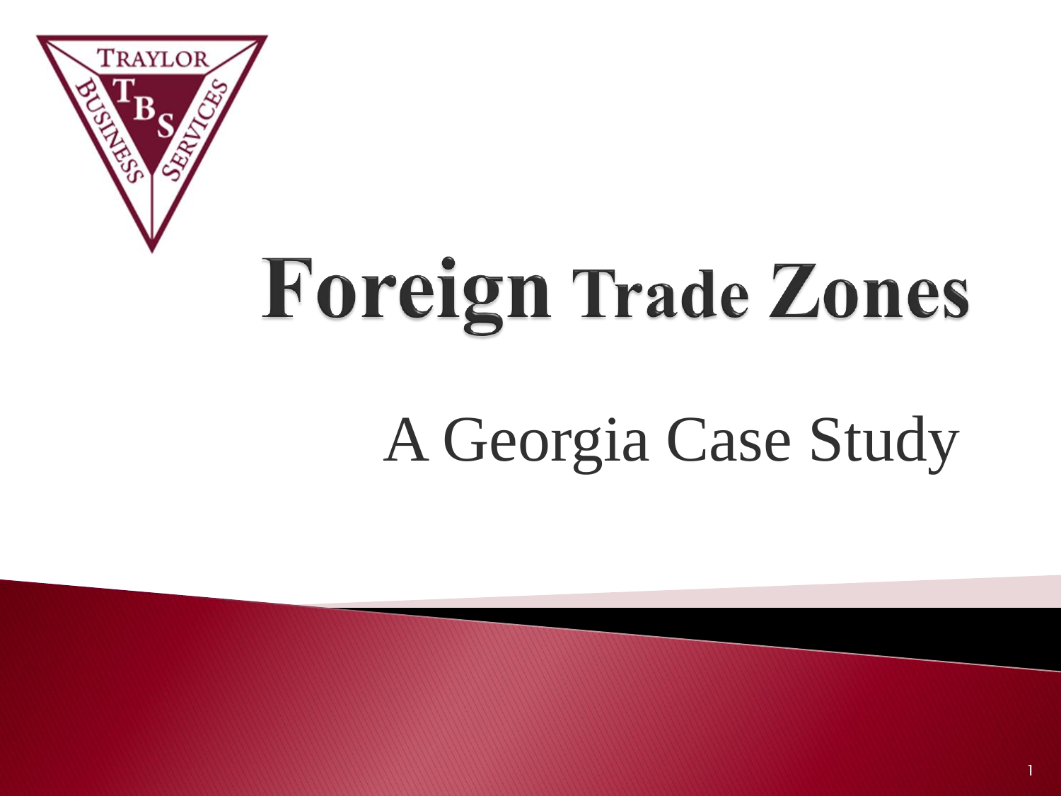# Foreign Trade Zones

## A Georgia Case Study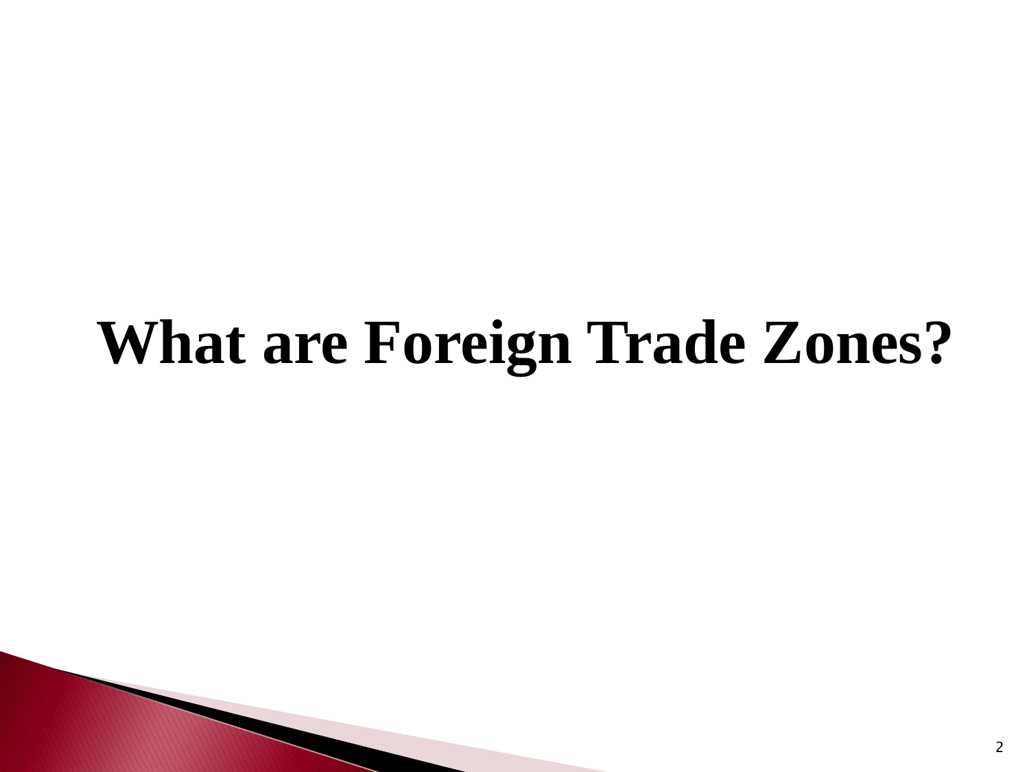# What are Foreign Trade Zones?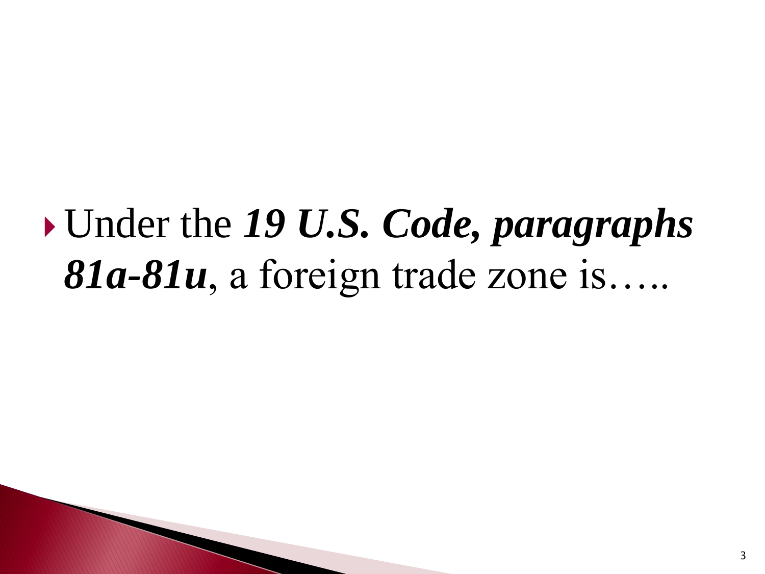- Under the ***19 U.S. Code, paragraphs 81a-81u***, a foreign trade zone is…..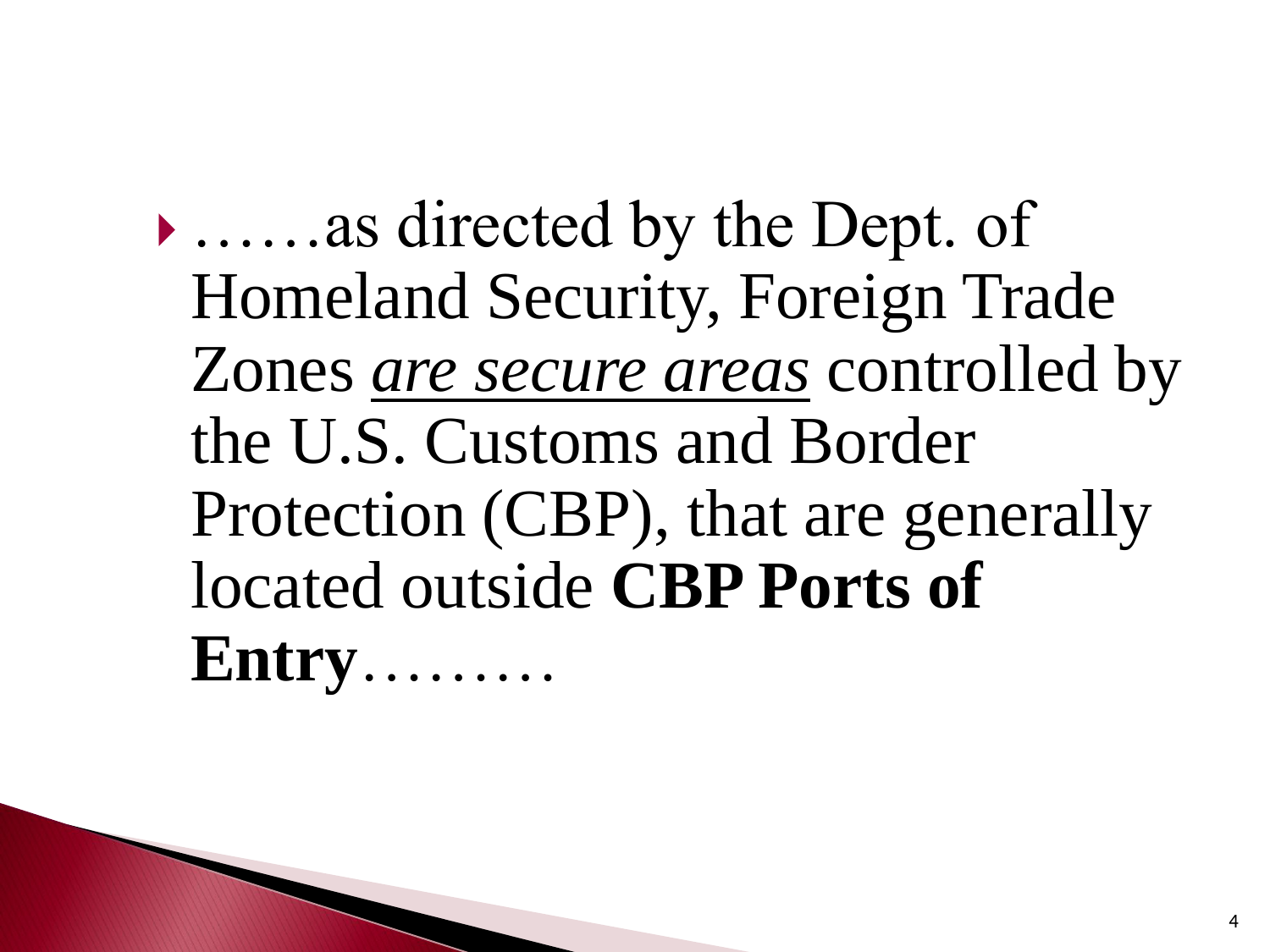- ……as directed by the Dept. of Homeland Security, Foreign Trade Zones <u>*are secure areas*</u> controlled by the U.S. Customs and Border Protection (CBP), that are generally located outside **CBP Ports of Entry**………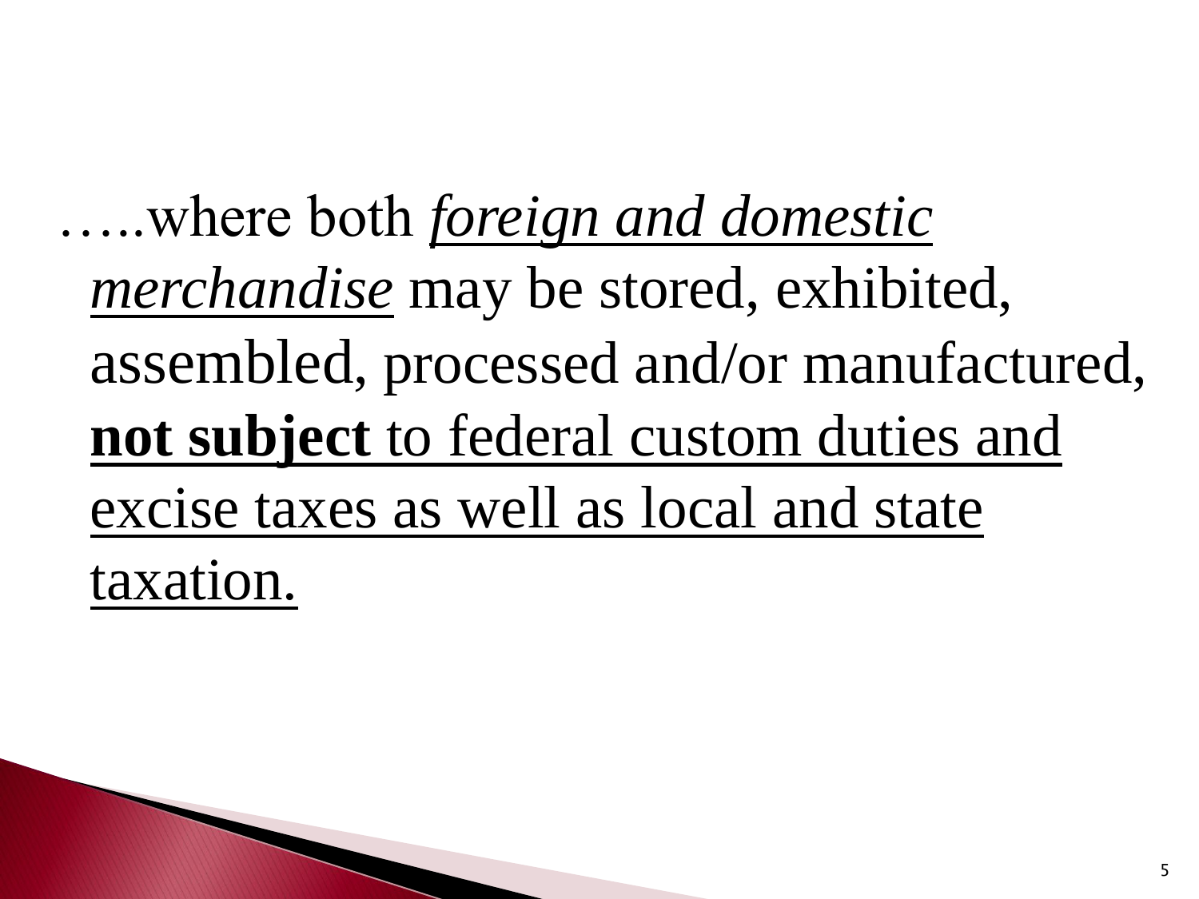…..where both *foreign and domestic merchandise* may be stored, exhibited, assembled, processed and/or manufactured, **not subject** to federal custom duties and excise taxes as well as local and state taxation.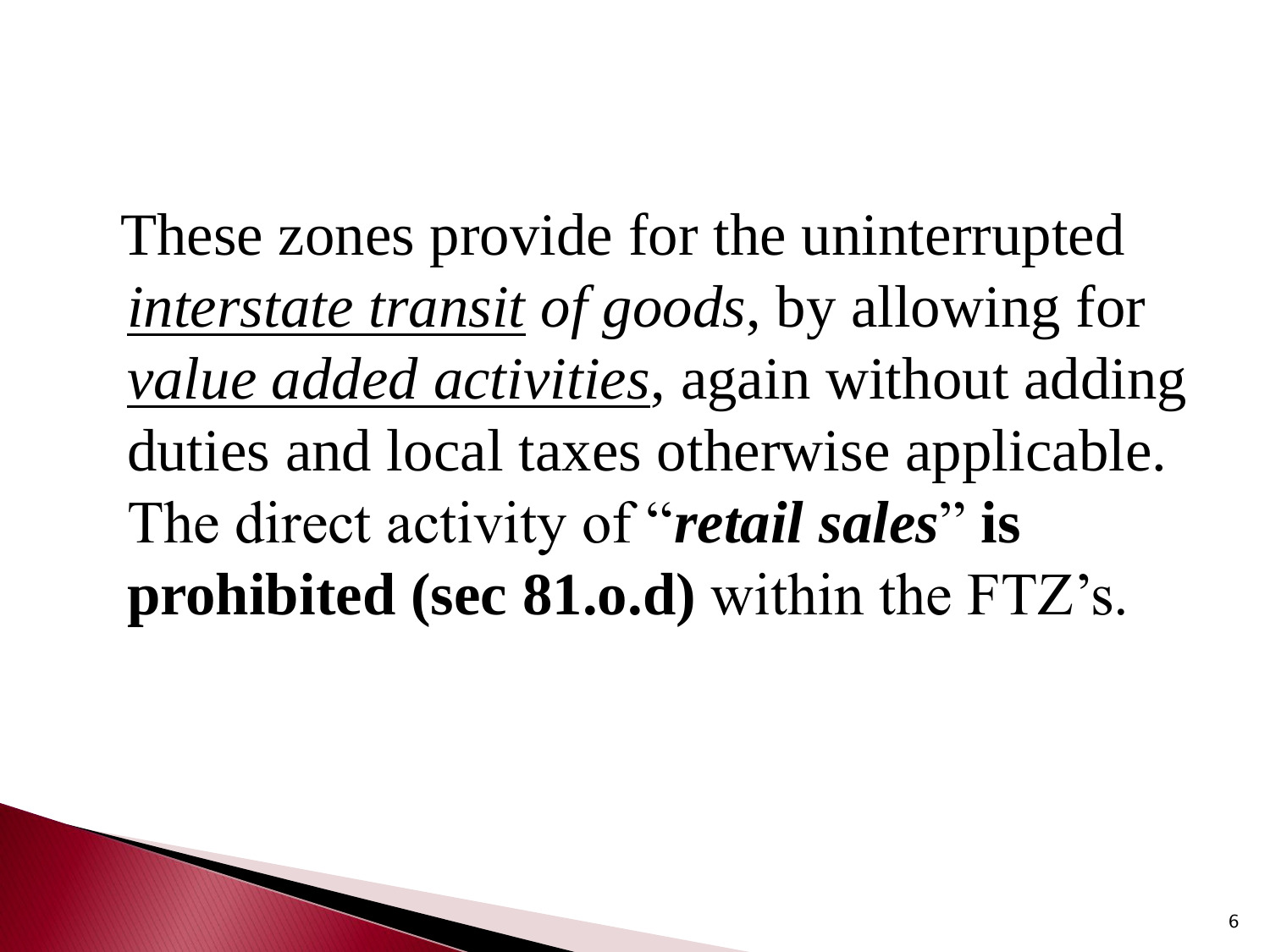These zones provide for the uninterrupted <u>*interstate transit*</u> *of goods*, by allowing for <u>*value added activities*</u>, again without adding duties and local taxes otherwise applicable. The direct activity of "***retail sales***" **is prohibited (sec 81.o.d)** within the FTZ's.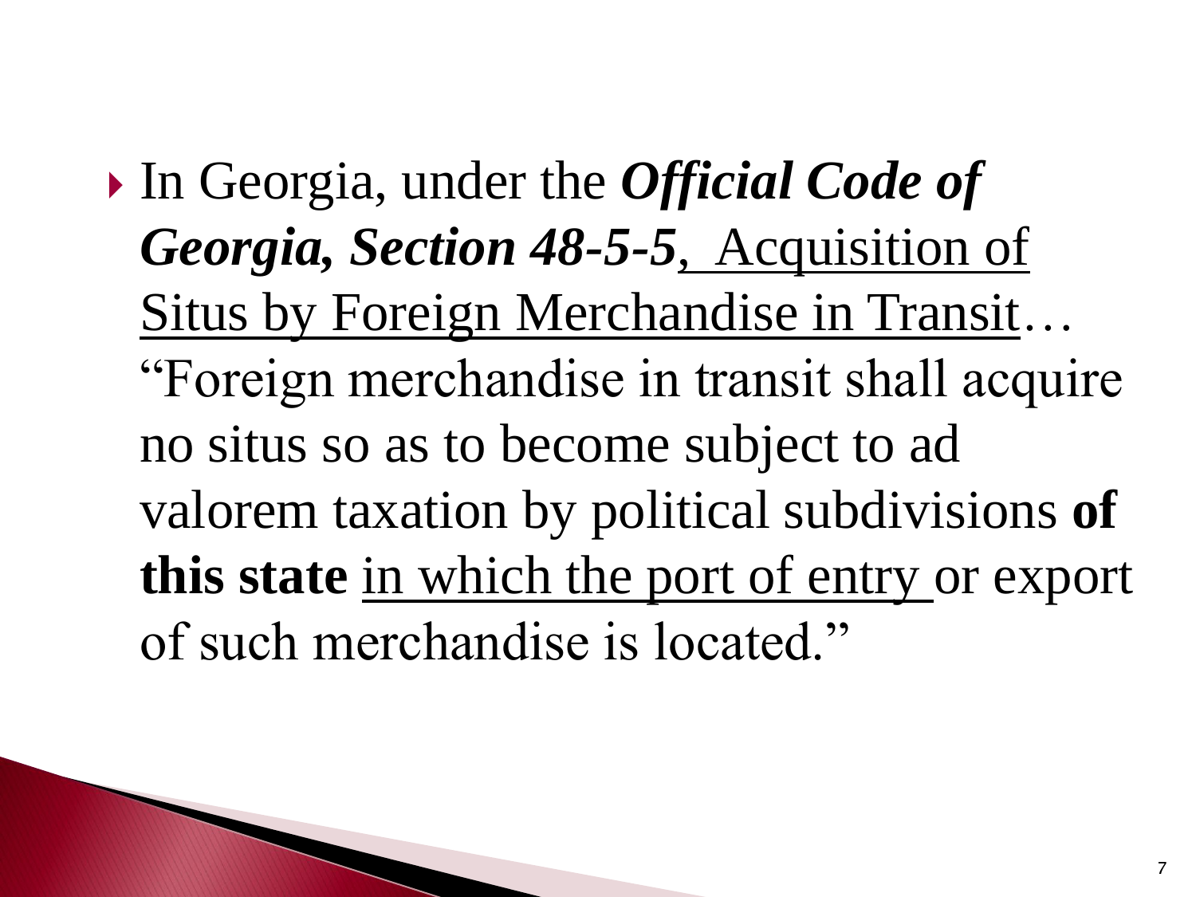- In Georgia, under the ***Official Code of Georgia, Section 48-5-5***, <u>Acquisition of Situs by Foreign Merchandise in Transit</u>… "Foreign merchandise in transit shall acquire no situs so as to become subject to ad valorem taxation by political subdivisions **of this state** <u>in which the port of entry</u> or export of such merchandise is located."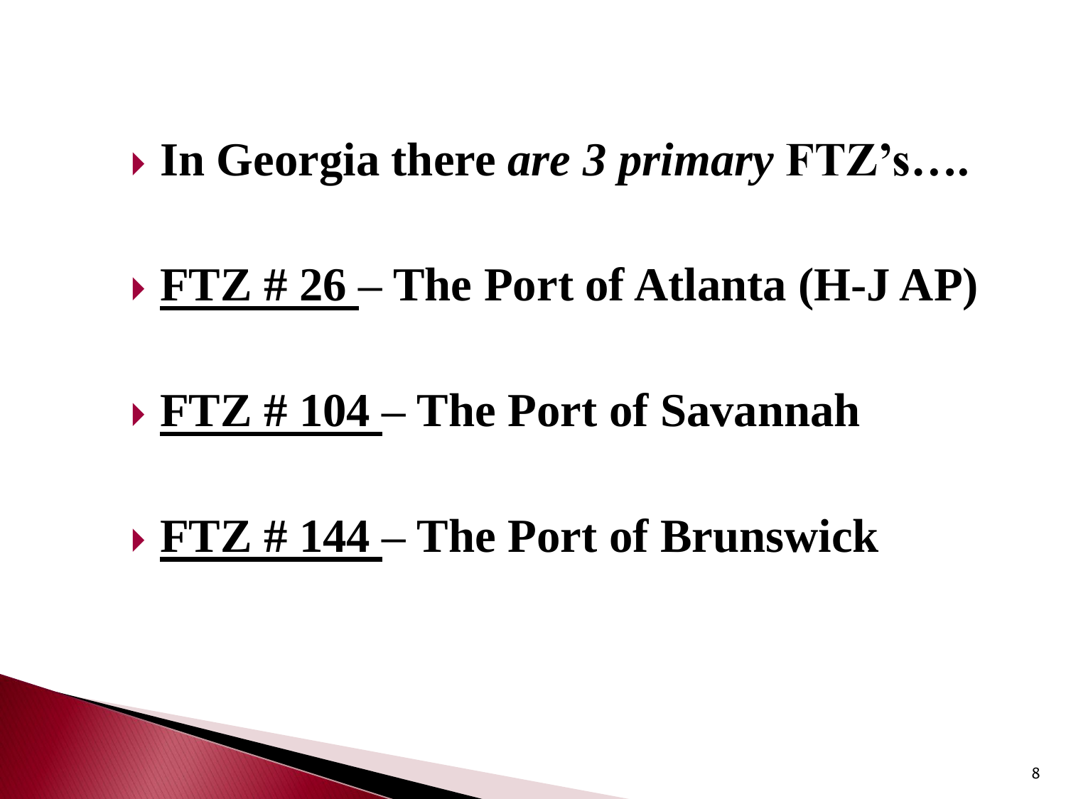- **In Georgia there *are 3 primary* FTZ's….**
- **<u>FTZ # 26</u> – The Port of Atlanta (H-J AP)**
- **<u>FTZ # 104</u> – The Port of Savannah**
- **<u>FTZ # 144</u> – The Port of Brunswick**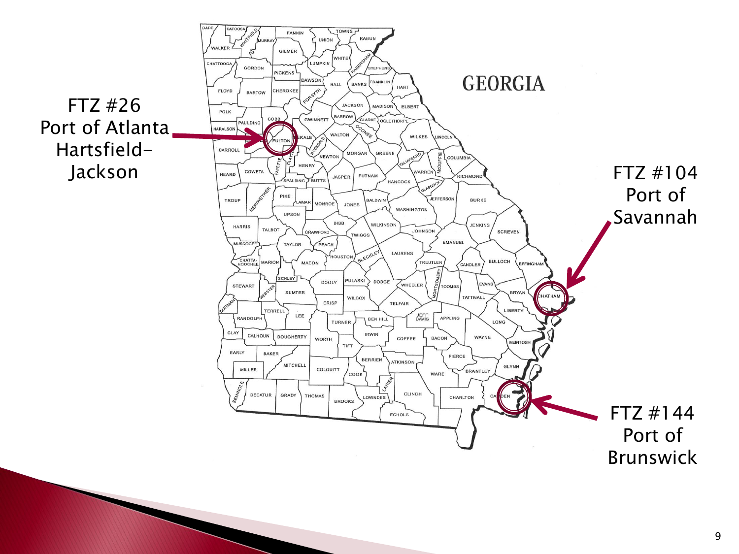FTZ #26
Port of Atlanta
Hartsfield-Jackson

GEORGIA

FTZ #104
Port of
Savannah

FTZ #144
Port of
Brunswick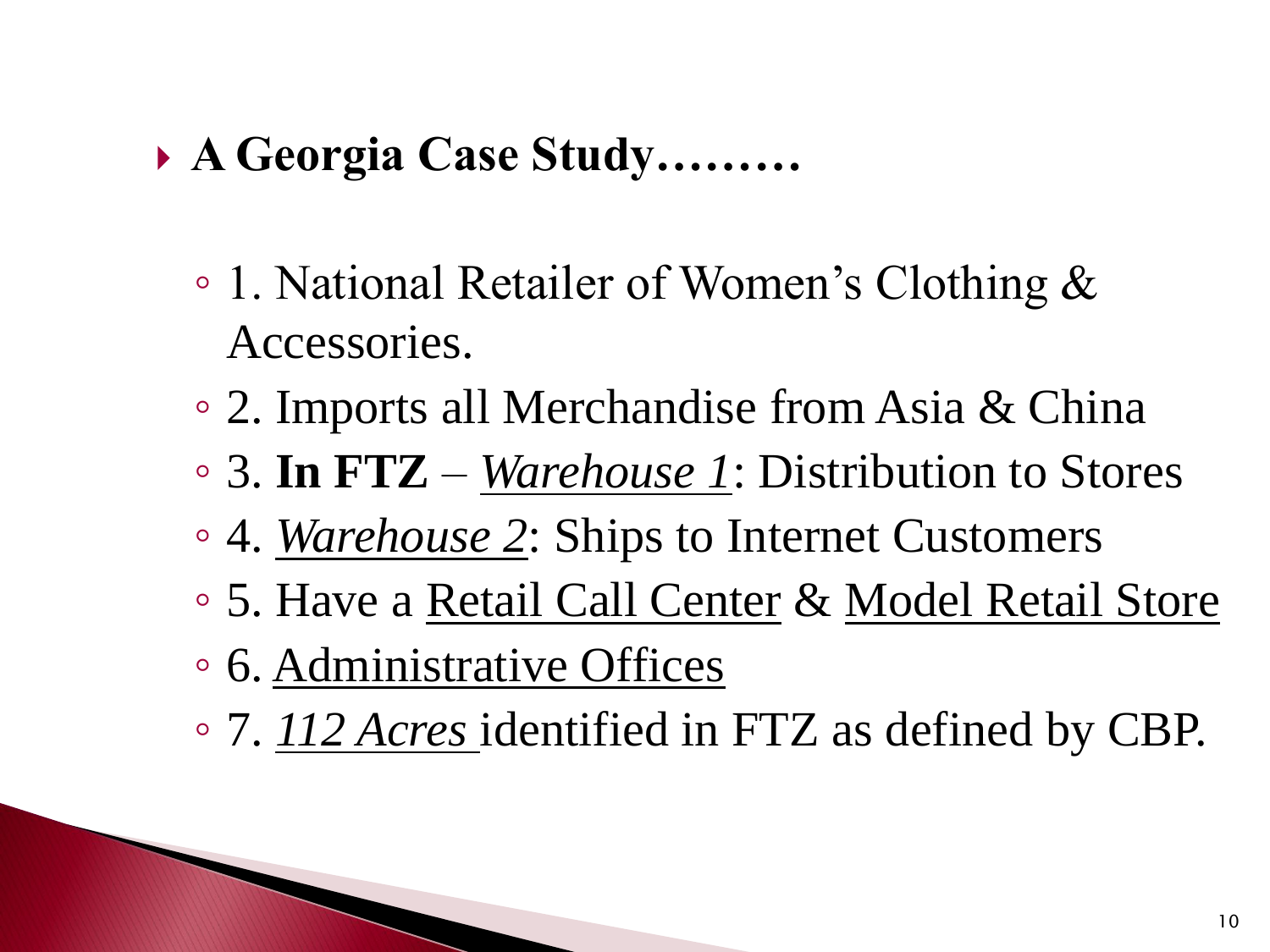- **A Georgia Case Study………**
  - 1. National Retailer of Women's Clothing & Accessories.
  - 2. Imports all Merchandise from Asia & China
  - 3. **In FTZ** – *Warehouse 1*: Distribution to Stores
  - 4. *Warehouse 2*: Ships to Internet Customers
  - 5. Have a Retail Call Center & Model Retail Store
  - 6. Administrative Offices
  - 7. *112 Acres* identified in FTZ as defined by CBP.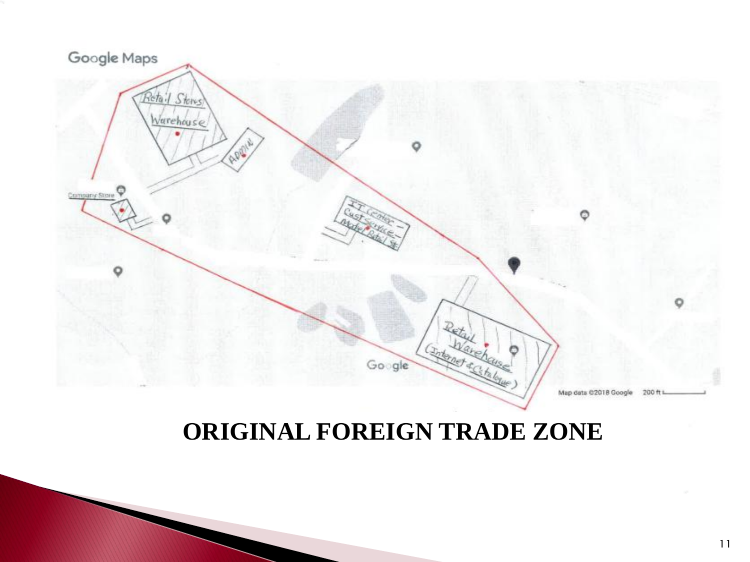Google Maps

Retail Stores Warehouse

ADMIN

Company Store

IT Center – Cust Service – Model Retail St

Retail Warehouse (Internet & Catalogue)

Google

Map data ©2018 Google 200 ft

**ORIGINAL FOREIGN TRADE ZONE**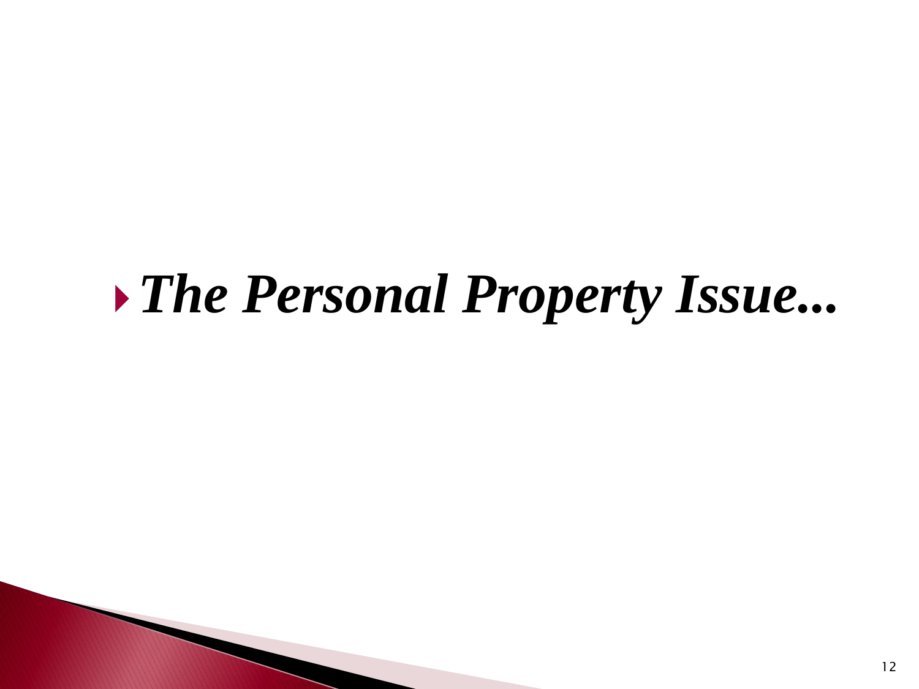- ***The Personal Property Issue...***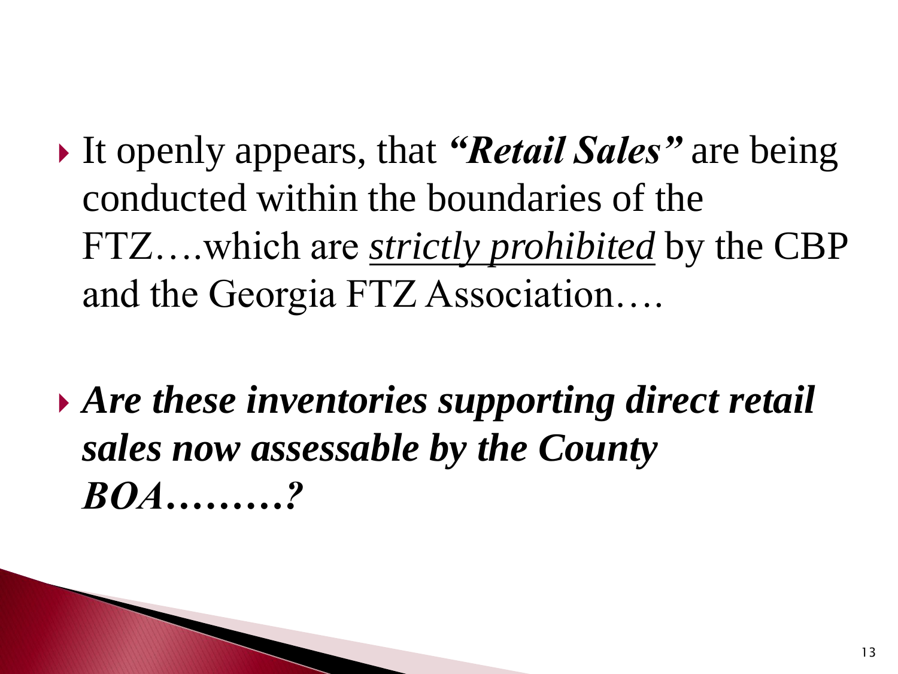- It openly appears, that ***"Retail Sales"*** are being conducted within the boundaries of the FTZ….which are *strictly prohibited* by the CBP and the Georgia FTZ Association….

- ***Are these inventories supporting direct retail sales now assessable by the County BOA………?***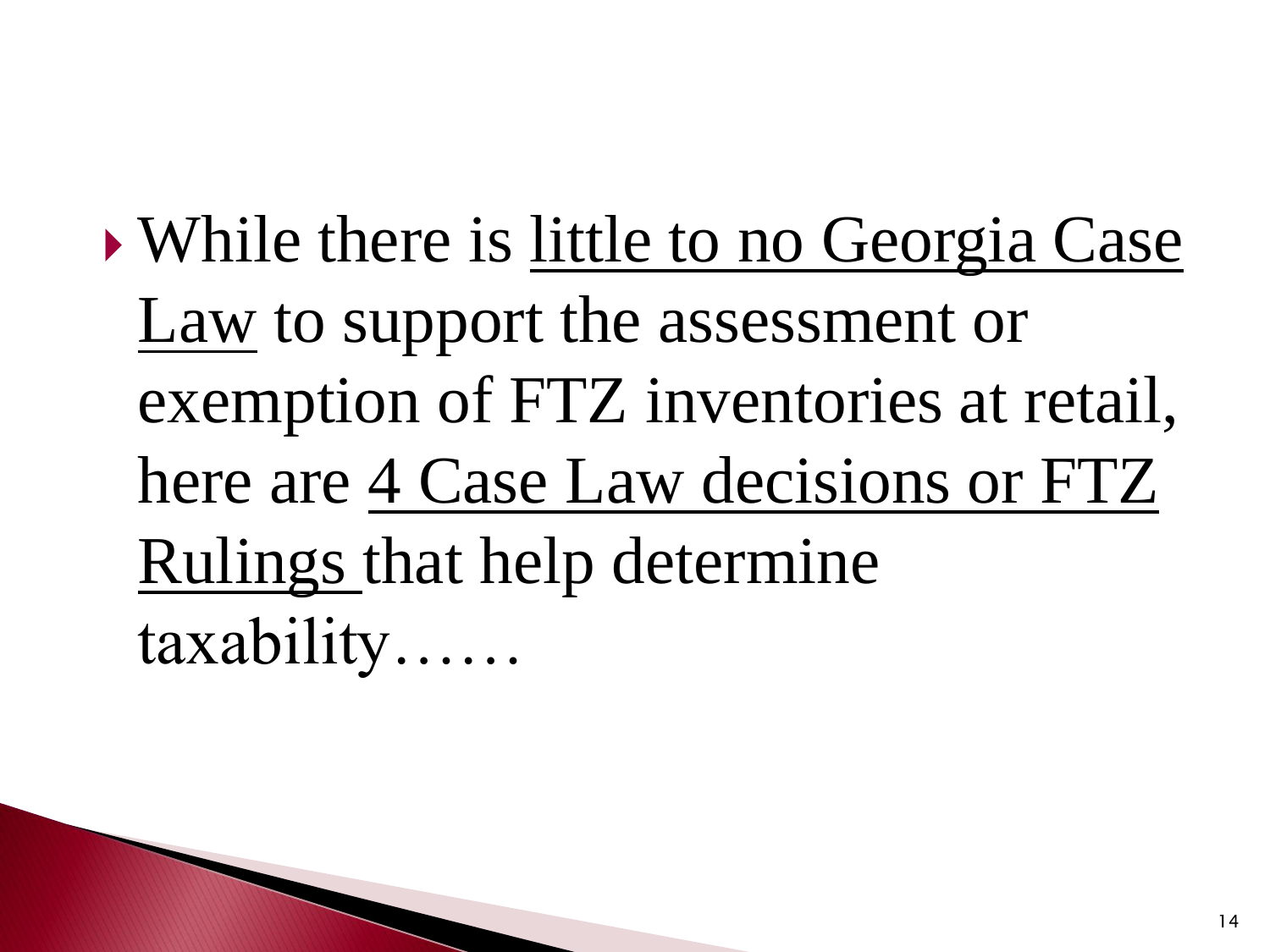- While there is <u>little to no Georgia Case Law</u> to support the assessment or exemption of FTZ inventories at retail, here are <u>4 Case Law decisions or FTZ Rulings</u> that help determine taxability……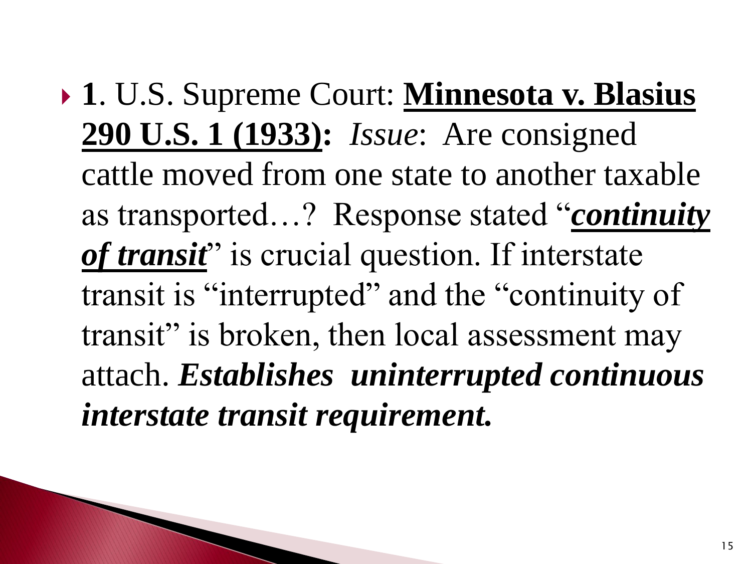- **1**. U.S. Supreme Court: **<u>Minnesota v. Blasius 290 U.S. 1 (1933)</u>:** *Issue*: Are consigned cattle moved from one state to another taxable as transported…? Response stated "***<u>continuity of transit</u>***" is crucial question. If interstate transit is "interrupted" and the "continuity of transit" is broken, then local assessment may attach. ***Establishes uninterrupted continuous interstate transit requirement.***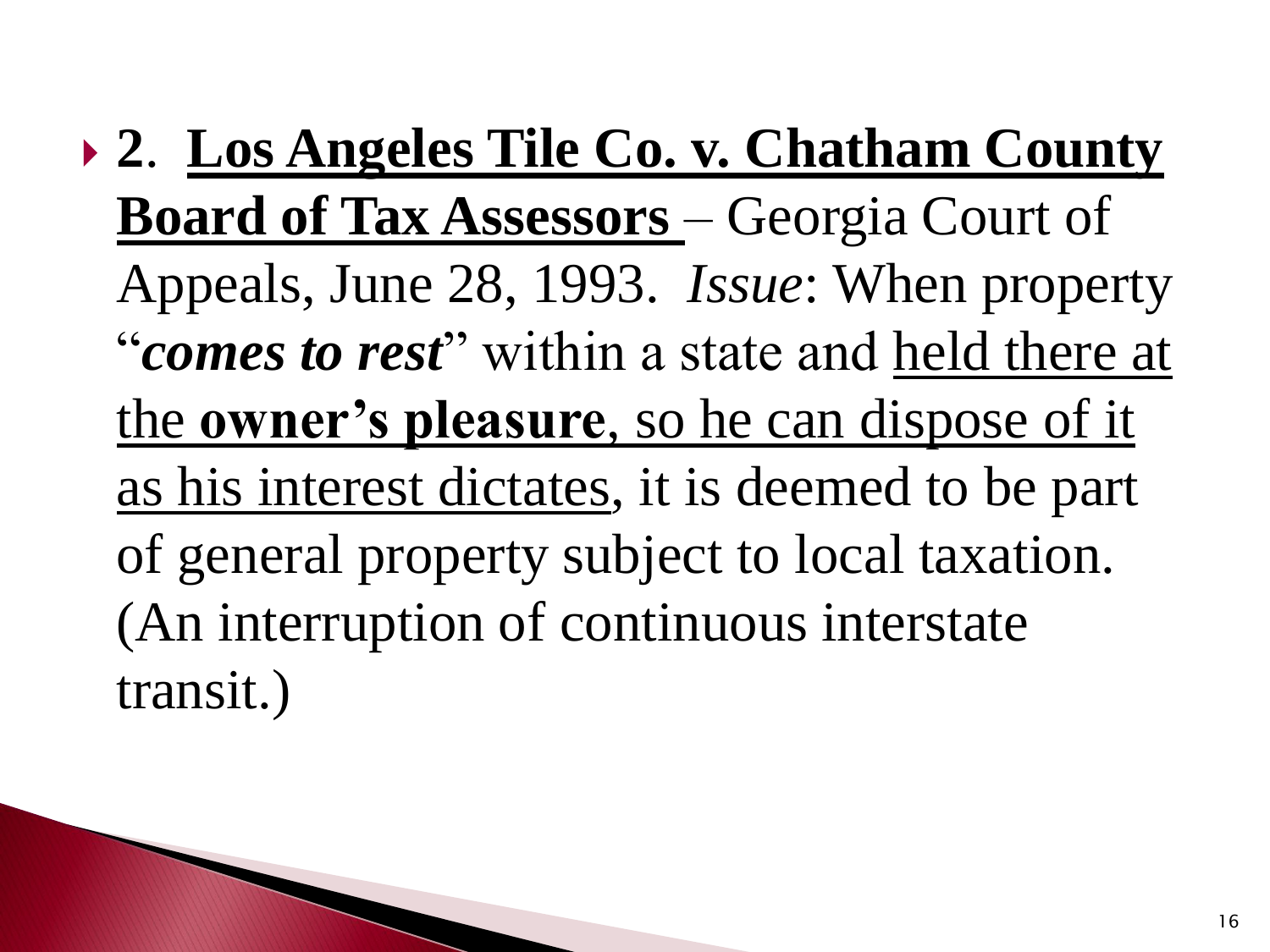- **2**. **<u>Los Angeles Tile Co. v. Chatham County Board of Tax Assessors</u>** – Georgia Court of Appeals, June 28, 1993. *Issue*: When property "***comes to rest***" within a state and <u>held there at the **owner's pleasure**, so he can dispose of it as his interest dictates</u>, it is deemed to be part of general property subject to local taxation. (An interruption of continuous interstate transit.)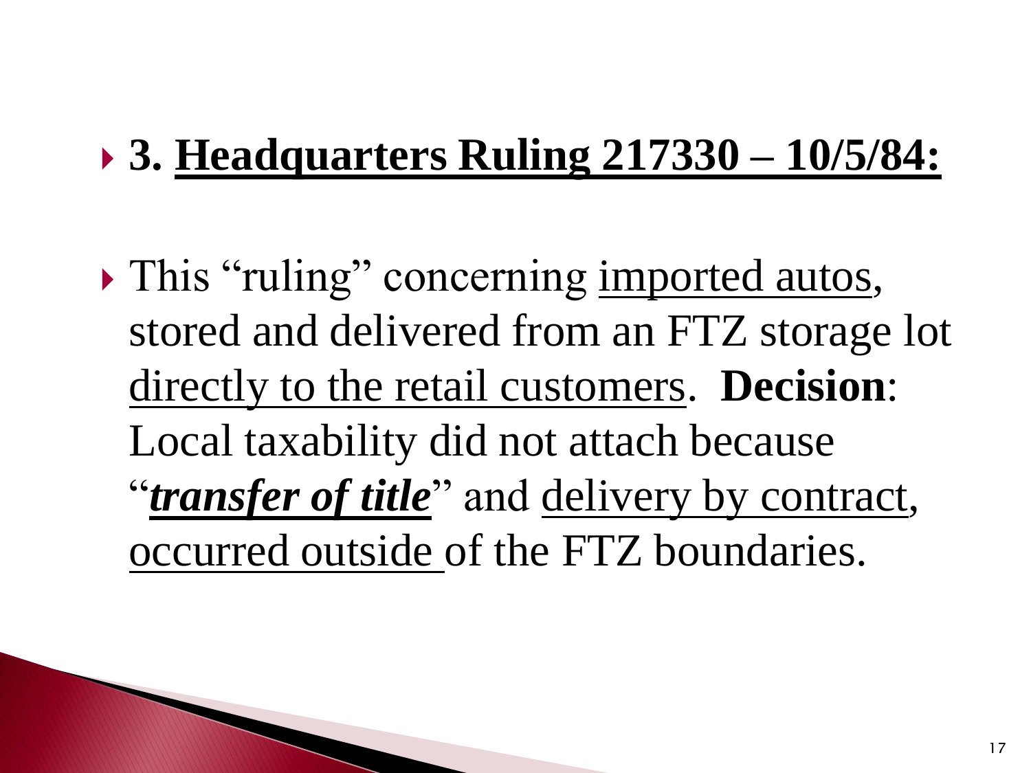- **3. Headquarters Ruling 217330 – 10/5/84:**

- This "ruling" concerning imported autos, stored and delivered from an FTZ storage lot directly to the retail customers. **Decision**: Local taxability did not attach because "***transfer of title***" and delivery by contract, occurred outside of the FTZ boundaries.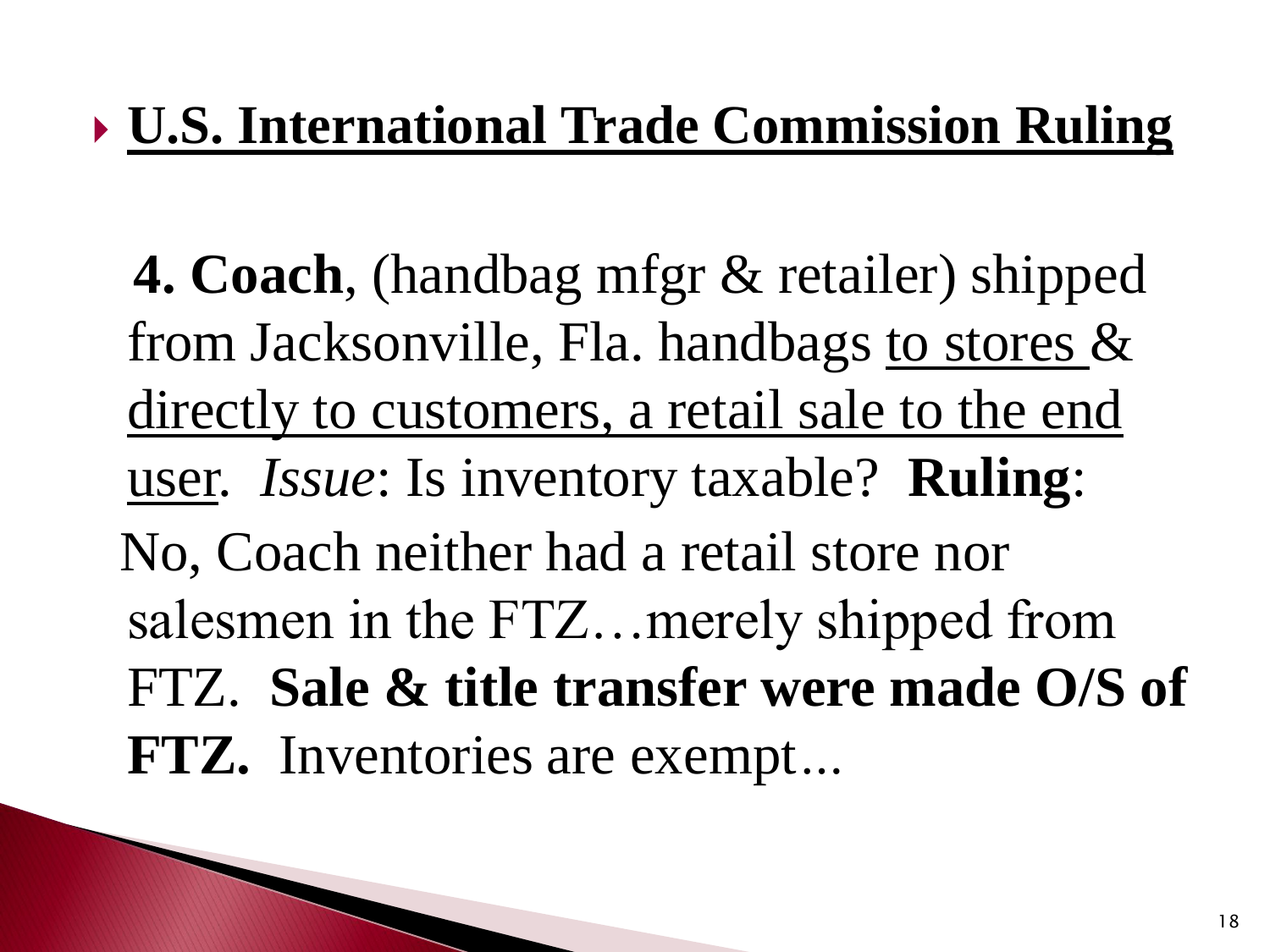- **U.S. International Trade Commission Ruling**

**4. Coach**, (handbag mfgr & retailer) shipped from Jacksonville, Fla. handbags to stores & directly to customers, a retail sale to the end user. *Issue*: Is inventory taxable? **Ruling**: No, Coach neither had a retail store nor salesmen in the FTZ…merely shipped from FTZ. **Sale & title transfer were made O/S of FTZ.** Inventories are exempt...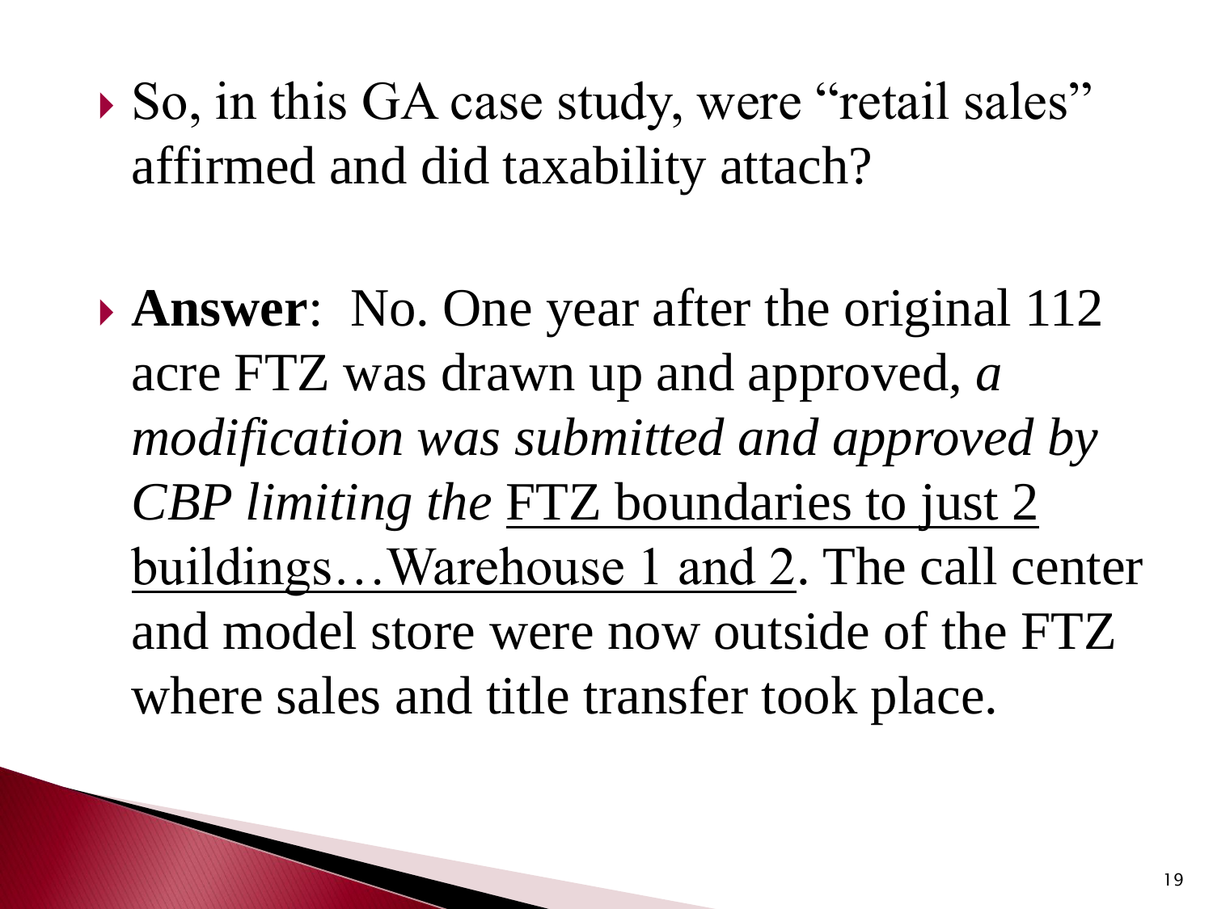- So, in this GA case study, were "retail sales" affirmed and did taxability attach?

- **Answer**: No. One year after the original 112 acre FTZ was drawn up and approved, *a modification was submitted and approved by CBP limiting the* <u>FTZ boundaries to just 2 buildings…Warehouse 1 and 2</u>. The call center and model store were now outside of the FTZ where sales and title transfer took place.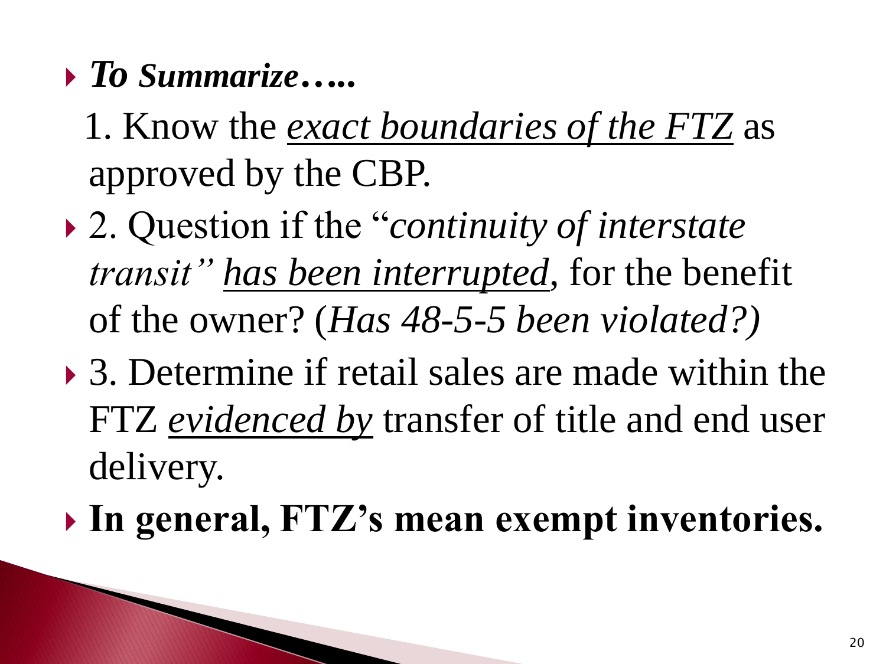- ***To Summarize…..***

  1. Know the <u>*exact boundaries of the FTZ*</u> as approved by the CBP.
- 2. Question if the "*continuity of interstate transit"* <u>*has been interrupted*</u>, for the benefit of the owner? (*Has 48-5-5 been violated?)*
- 3. Determine if retail sales are made within the FTZ <u>*evidenced by*</u> transfer of title and end user delivery.
- **In general, FTZ's mean exempt inventories.**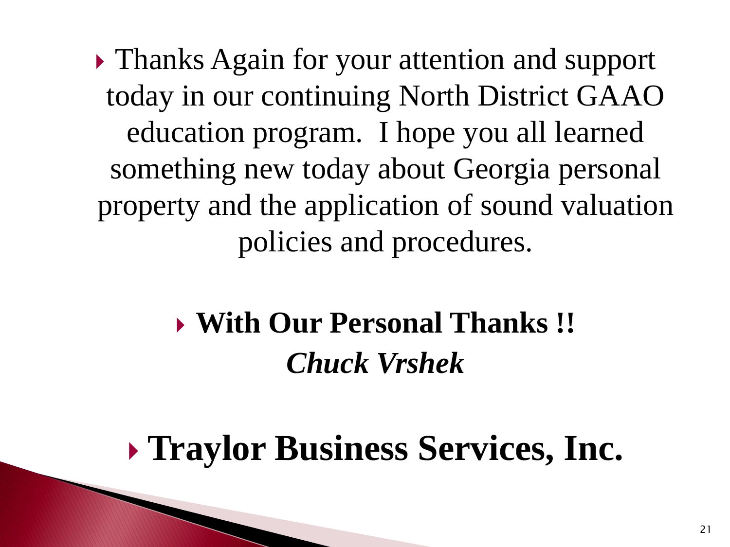- Thanks Again for your attention and support today in our continuing North District GAAO education program.  I hope you all learned something new today about Georgia personal property and the application of sound valuation policies and procedures.

- **With Our Personal Thanks !!**
  ***Chuck Vrshek***

- **Traylor Business Services, Inc.**